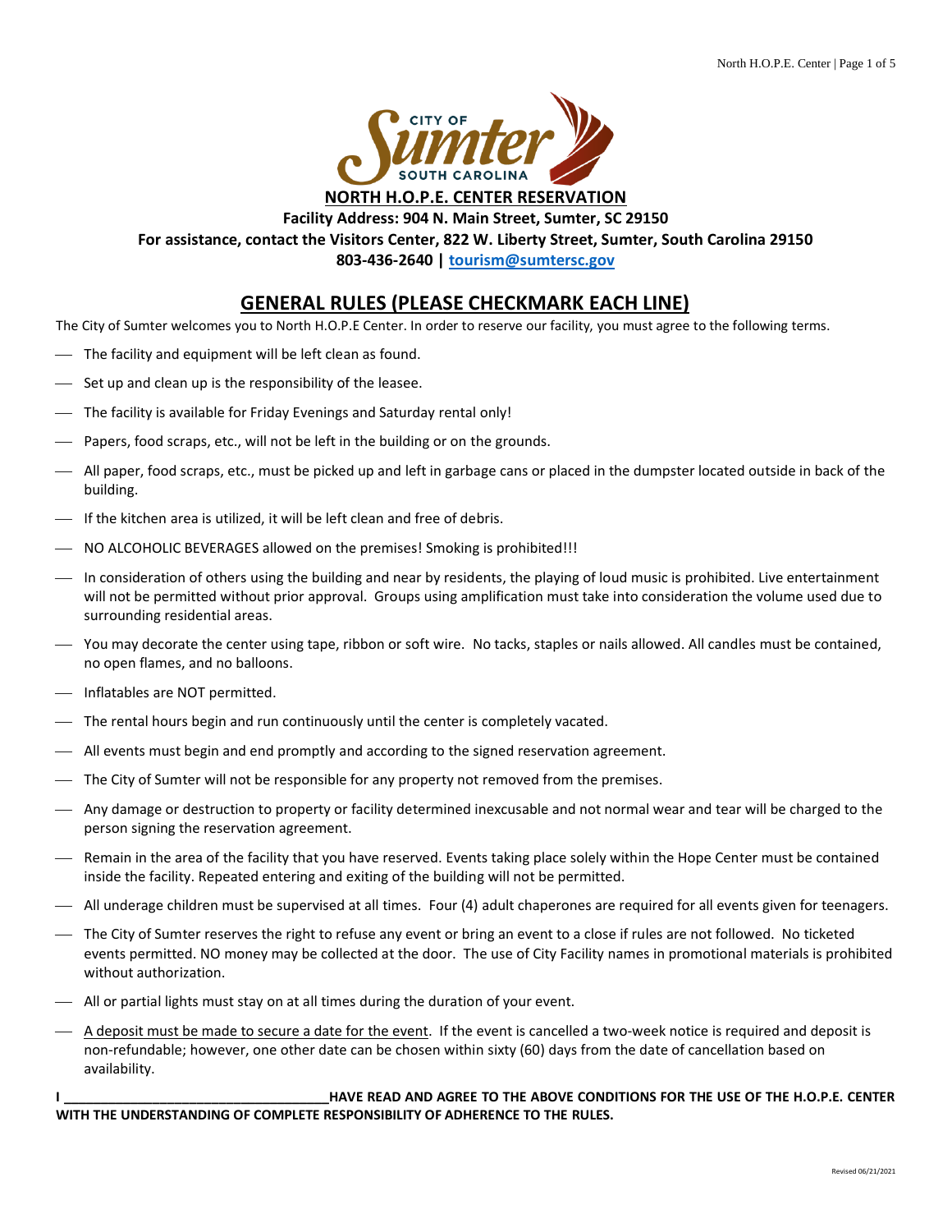# NORTH H.O.P.E. CENTER RESERVATION

**Facility Address: 904 N. Main Street, Sumter, SC 29150**

**For assistance, contact the Visitors Center, 822 W. Liberty Street, Sumter, South Carolina 29150**

**803-436-2640 | tourism@sumtersc.gov**

## GENERAL RULES (PLEASE CHECKMARK EACH LINE)

The City of Sumter welcomes you to North H.O.P.E Center. In order to reserve our facility, you must agree to the following terms.

- ___ The facility and equipment will be left clean as found.
- ___ Set up and clean up is the responsibility of the leasee.
- ___ The facility is available for Friday Evenings and Saturday rental only!
- ___ Papers, food scraps, etc., will not be left in the building or on the grounds.
- ___ All paper, food scraps, etc., must be picked up and left in garbage cans or placed in the dumpster located outside in back of the building.
- ___ If the kitchen area is utilized, it will be left clean and free of debris.
- ___ NO ALCOHOLIC BEVERAGES allowed on the premises! Smoking is prohibited!!!
- ___ In consideration of others using the building and near by residents, the playing of loud music is prohibited. Live entertainment will not be permitted without prior approval. Groups using amplification must take into consideration the volume used due to surrounding residential areas.
- ___ You may decorate the center using tape, ribbon or soft wire. No tacks, staples or nails allowed. All candles must be contained, no open flames, and no balloons.
- ___ Inflatables are NOT permitted.
- ___ The rental hours begin and run continuously until the center is completely vacated.
- ___ All events must begin and end promptly and according to the signed reservation agreement.
- ___ The City of Sumter will not be responsible for any property not removed from the premises.
- ___ Any damage or destruction to property or facility determined inexcusable and not normal wear and tear will be charged to the person signing the reservation agreement.
- ___ Remain in the area of the facility that you have reserved. Events taking place solely within the Hope Center must be contained inside the facility. Repeated entering and exiting of the building will not be permitted.
- ___ All underage children must be supervised at all times. Four (4) adult chaperones are required for all events given for teenagers.
- ___ The City of Sumter reserves the right to refuse any event or bring an event to a close if rules are not followed. No ticketed events permitted. NO money may be collected at the door. The use of City Facility names in promotional materials is prohibited without authorization.
- ___ All or partial lights must stay on at all times during the duration of your event.
- ___ A deposit must be made to secure a date for the event. If the event is cancelled a two-week notice is required and deposit is non-refundable; however, one other date can be chosen within sixty (60) days from the date of cancellation based on availability.

**I ___________________________________HAVE READ AND AGREE TO THE ABOVE CONDITIONS FOR THE USE OF THE H.O.P.E. CENTER WITH THE UNDERSTANDING OF COMPLETE RESPONSIBILITY OF ADHERENCE TO THE RULES.**

Revised 06/21/2021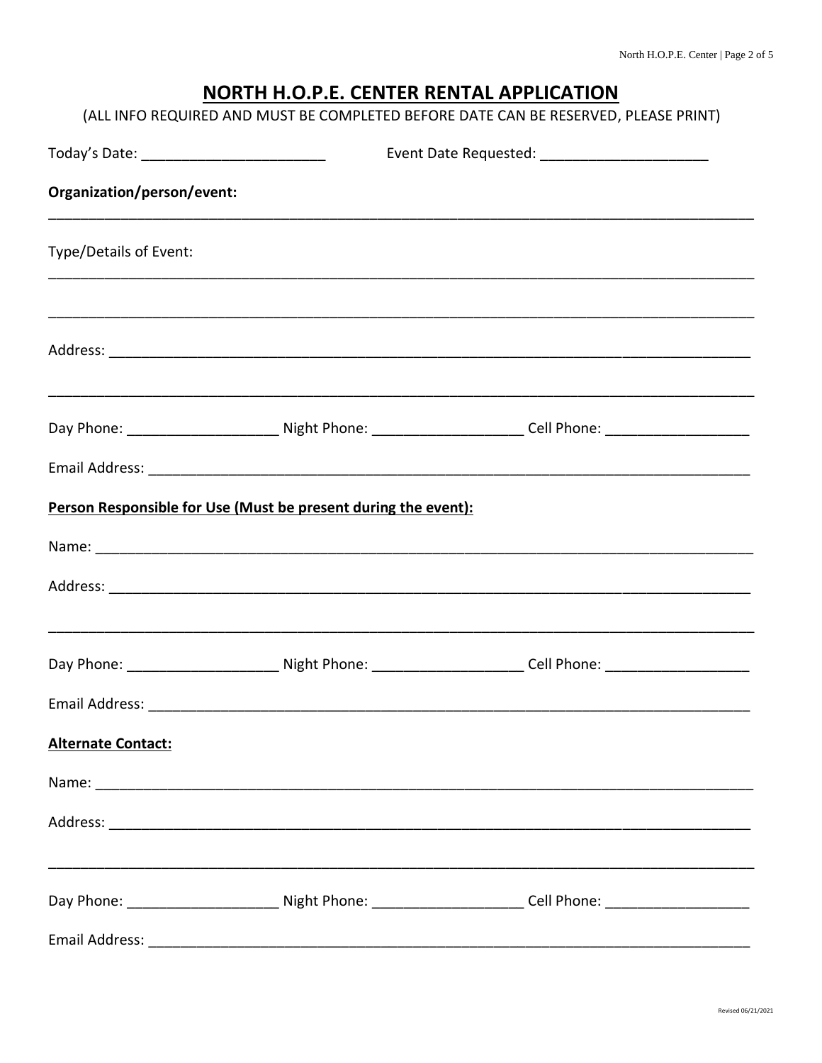# NORTH H.O.P.E. CENTER RENTAL APPLICATION

(ALL INFO REQUIRED AND MUST BE COMPLETED BEFORE DATE CAN BE RESERVED, PLEASE PRINT)

Today's Date: _______________________ Event Date Requested: _____________________

**Organization/person/event:**

_____________________________________________________________________________________

Type/Details of Event:

_____________________________________________________________________________________

_____________________________________________________________________________________

Address: _____________________________________________________________________________

_____________________________________________________________________________________

Day Phone: ___________________ Night Phone: ___________________ Cell Phone: __________________

Email Address: ________________________________________________________________________

**Person Responsible for Use (Must be present during the event):**

Name: _______________________________________________________________________________

Address: _____________________________________________________________________________

_____________________________________________________________________________________

Day Phone: ___________________ Night Phone: ___________________ Cell Phone: __________________

Email Address: ________________________________________________________________________

**Alternate Contact:**

Name: _______________________________________________________________________________

Address: _____________________________________________________________________________

_____________________________________________________________________________________

Day Phone: ___________________ Night Phone: ___________________ Cell Phone: __________________

Email Address: ________________________________________________________________________

Revised 06/21/2021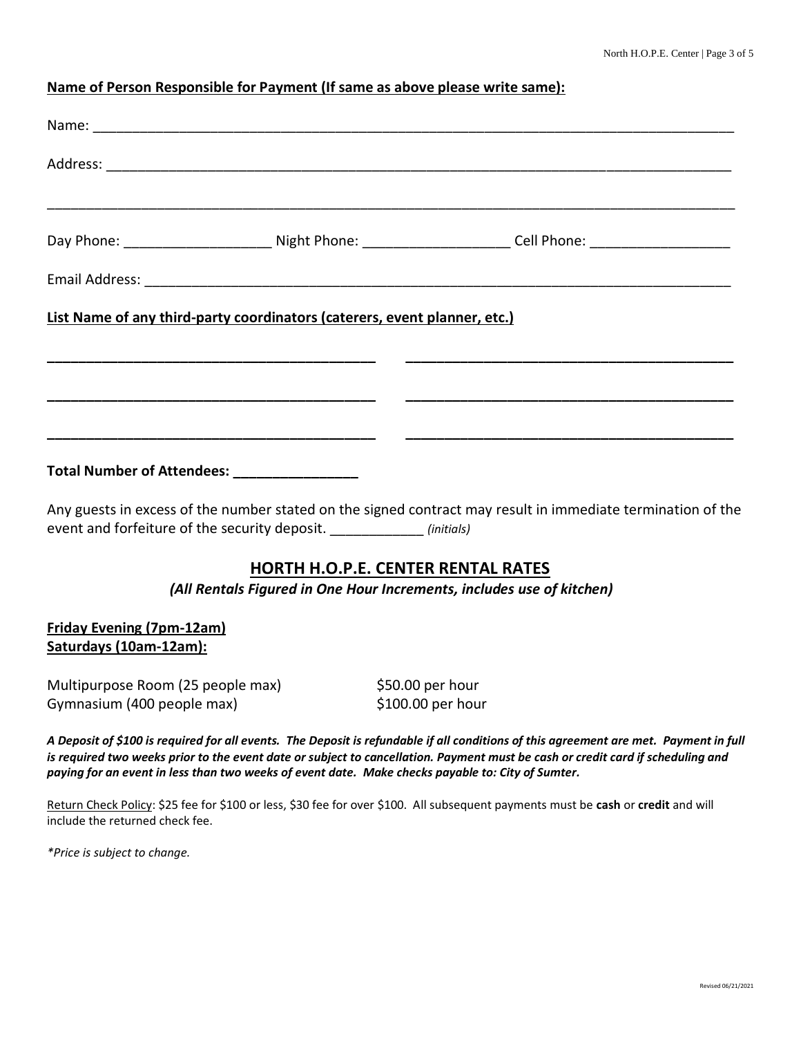**Name of Person Responsible for Payment (If same as above please write same):**

Name: ___________________________________________________________________________________

Address: _________________________________________________________________________________

__________________________________________________________________________________________

Day Phone: ___________________ Night Phone: ___________________ Cell Phone: __________________

Email Address: ____________________________________________________________________________

**List Name of any third-party coordinators (caterers, event planner, etc.)**

___________________________________________ ___________________________________________

___________________________________________ ___________________________________________

___________________________________________ ___________________________________________

**Total Number of Attendees: ________________**

Any guests in excess of the number stated on the signed contract may result in immediate termination of the event and forfeiture of the security deposit. ____________ *(initials)*

## HORTH H.O.P.E. CENTER RENTAL RATES

***(All Rentals Figured in One Hour Increments, includes use of kitchen)***

**Friday Evening (7pm-12am)**
**Saturdays (10am-12am):**

| | |
|---|---|
| Multipurpose Room (25 people max) | $50.00 per hour |
| Gymnasium (400 people max) | $100.00 per hour |

***A Deposit of $100 is required for all events. The Deposit is refundable if all conditions of this agreement are met. Payment in full is required two weeks prior to the event date or subject to cancellation. Payment must be cash or credit card if scheduling and paying for an event in less than two weeks of event date. Make checks payable to: City of Sumter.***

Return Check Policy: $25 fee for $100 or less, $30 fee for over $100. All subsequent payments must be **cash** or **credit** and will include the returned check fee.

**Price is subject to change.*

Revised 06/21/2021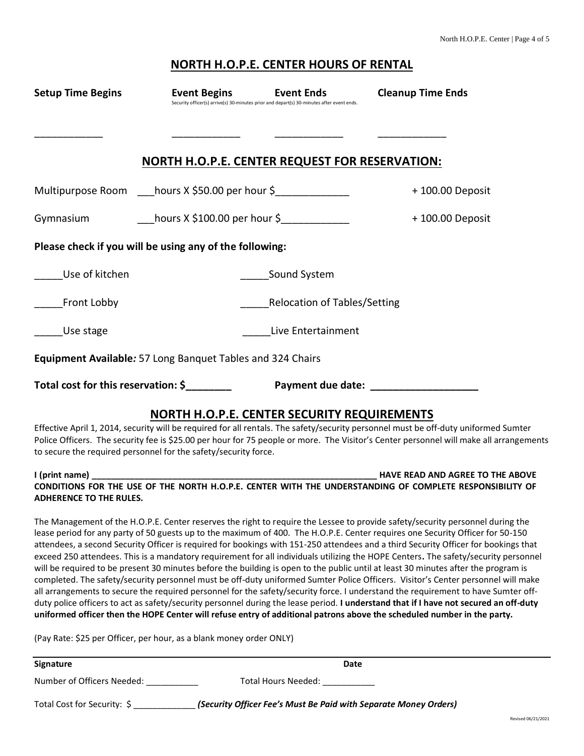## NORTH H.O.P.E. CENTER HOURS OF RENTAL

| Setup Time Begins | Event Begins | Event Ends | Cleanup Time Ends |
|---|---|---|---|
| | Security officer(s) arrive(s) 30-minutes prior and depart(s) 30-minutes after event ends. | | |
| _____________ | _____________ | _____________ | _____________ |

## NORTH H.O.P.E. CENTER REQUEST FOR RESERVATION:

Multipurpose Room ___hours X $50.00 per hour $_____________ + 100.00 Deposit

Gymnasium ___hours X $100.00 per hour $____________ + 100.00 Deposit

**Please check if you will be using any of the following:**

_____Use of kitchen _____Sound System

_____Front Lobby _____Relocation of Tables/Setting

_____Use stage _____Live Entertainment

**Equipment Available***:* 57 Long Banquet Tables and 324 Chairs

**Total cost for this reservation: $________ Payment due date: ___________________**

## NORTH H.O.P.E. CENTER SECURITY REQUIREMENTS

Effective April 1, 2014, security will be required for all rentals. The safety/security personnel must be off-duty uniformed Sumter Police Officers. The security fee is $25.00 per hour for 75 people or more. The Visitor's Center personnel will make all arrangements to secure the required personnel for the safety/security force.

**I (print name) ____________________________________________________________ HAVE READ AND AGREE TO THE ABOVE CONDITIONS FOR THE USE OF THE NORTH H.O.P.E. CENTER WITH THE UNDERSTANDING OF COMPLETE RESPONSIBILITY OF ADHERENCE TO THE RULES.**

The Management of the H.O.P.E. Center reserves the right to require the Lessee to provide safety/security personnel during the lease period for any party of 50 guests up to the maximum of 400. The H.O.P.E. Center requires one Security Officer for 50-150 attendees, a second Security Officer is required for bookings with 151-250 attendees and a third Security Officer for bookings that exceed 250 attendees. This is a mandatory requirement for all individuals utilizing the HOPE Centers**.** The safety/security personnel will be required to be present 30 minutes before the building is open to the public until at least 30 minutes after the program is completed. The safety/security personnel must be off-duty uniformed Sumter Police Officers. Visitor's Center personnel will make all arrangements to secure the required personnel for the safety/security force. I understand the requirement to have Sumter off-duty police officers to act as safety/security personnel during the lease period. **I understand that if I have not secured an off-duty uniformed officer then the HOPE Center will refuse entry of additional patrons above the scheduled number in the party.**

(Pay Rate: $25 per Officer, per hour, as a blank money order ONLY)

**Signature** **Date**

Number of Officers Needed: ___________ Total Hours Needed: ___________

Total Cost for Security: $ _____________ ***(Security Officer Fee's Must Be Paid with Separate Money Orders)***

Revised 06/21/2021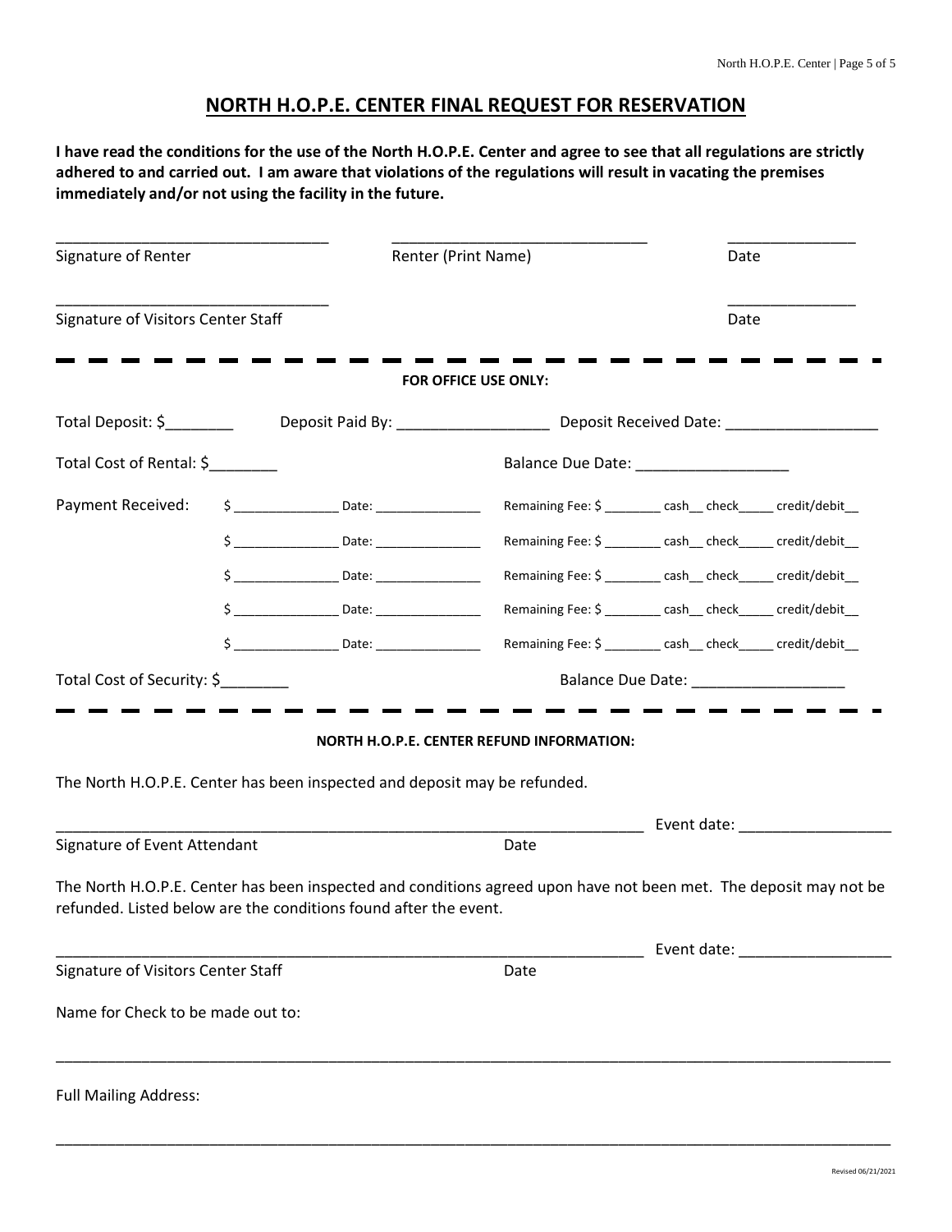# NORTH H.O.P.E. CENTER FINAL REQUEST FOR RESERVATION

**I have read the conditions for the use of the North H.O.P.E. Center and agree to see that all regulations are strictly adhered to and carried out. I am aware that violations of the regulations will result in vacating the premises immediately and/or not using the facility in the future.**

_______________________________ _______________________________ _______________

Signature of Renter Renter (Print Name) Date

_______________________________ _______________

Signature of Visitors Center Staff Date

---

**FOR OFFICE USE ONLY:**

Total Deposit: $________ Deposit Paid By: __________________ Deposit Received Date: __________________

Total Cost of Rental: $________ Balance Due Date: __________________

Payment Received: $ ______________ Date: ______________ Remaining Fee: $ ________ cash__ check_____ credit/debit__

$ ______________ Date: ______________ Remaining Fee: $ ________ cash__ check_____ credit/debit__

$ ______________ Date: ______________ Remaining Fee: $ ________ cash__ check_____ credit/debit__

$ ______________ Date: ______________ Remaining Fee: $ ________ cash__ check_____ credit/debit__

$ ______________ Date: ______________ Remaining Fee: $ ________ cash__ check_____ credit/debit__

Total Cost of Security: $________ Balance Due Date: __________________

---

**NORTH H.O.P.E. CENTER REFUND INFORMATION:**

The North H.O.P.E. Center has been inspected and deposit may be refunded.

______________________________________________________________________ Event date: __________________

Signature of Event Attendant Date

The North H.O.P.E. Center has been inspected and conditions agreed upon have not been met. The deposit may not be refunded. Listed below are the conditions found after the event.

______________________________________________________________________ Event date: __________________

Signature of Visitors Center Staff Date

Name for Check to be made out to:

____________________________________________________________________________________________________

Full Mailing Address:

____________________________________________________________________________________________________

Revised 06/21/2021